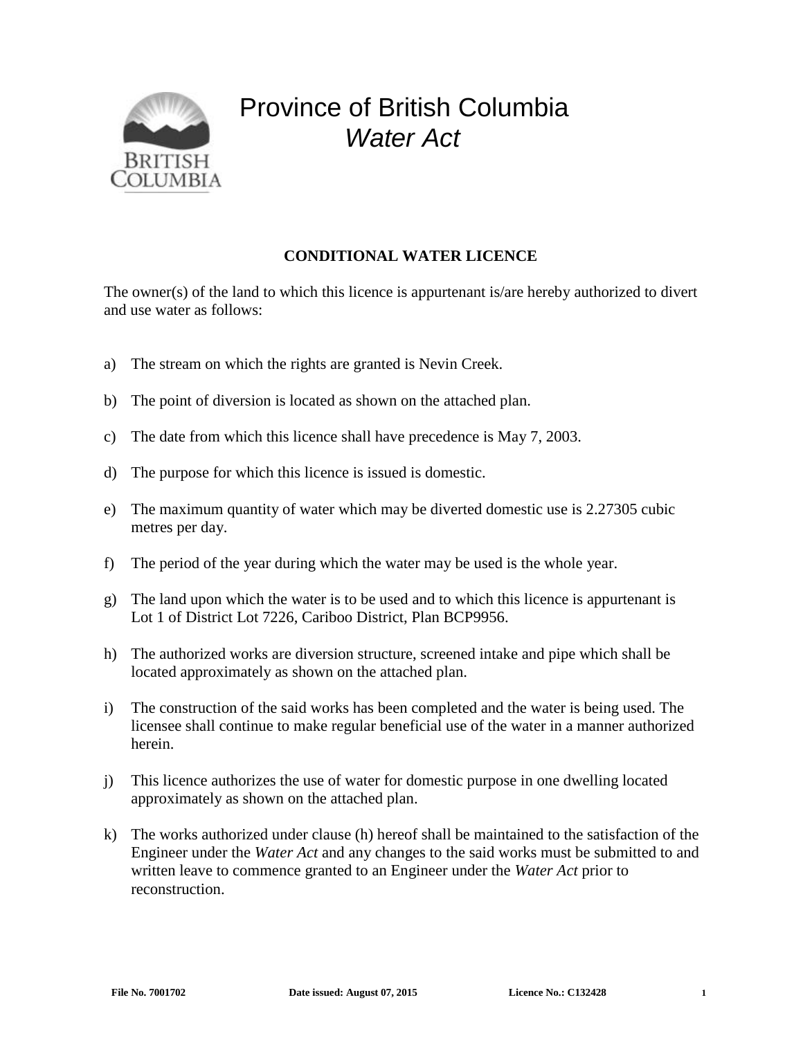# Province of British Columbia
## *Water Act*

**CONDITIONAL WATER LICENCE**

The owner(s) of the land to which this licence is appurtenant is/are hereby authorized to divert and use water as follows:

a) The stream on which the rights are granted is Nevin Creek.

b) The point of diversion is located as shown on the attached plan.

c) The date from which this licence shall have precedence is May 7, 2003.

d) The purpose for which this licence is issued is domestic.

e) The maximum quantity of water which may be diverted domestic use is 2.27305 cubic metres per day.

f) The period of the year during which the water may be used is the whole year.

g) The land upon which the water is to be used and to which this licence is appurtenant is Lot 1 of District Lot 7226, Cariboo District, Plan BCP9956.

h) The authorized works are diversion structure, screened intake and pipe which shall be located approximately as shown on the attached plan.

i) The construction of the said works has been completed and the water is being used. The licensee shall continue to make regular beneficial use of the water in a manner authorized herein.

j) This licence authorizes the use of water for domestic purpose in one dwelling located approximately as shown on the attached plan.

k) The works authorized under clause (h) hereof shall be maintained to the satisfaction of the Engineer under the *Water Act* and any changes to the said works must be submitted to and written leave to commence granted to an Engineer under the *Water Act* prior to reconstruction.

**File No. 7001702** **Date issued: August 07, 2015** **Licence No.: C132428**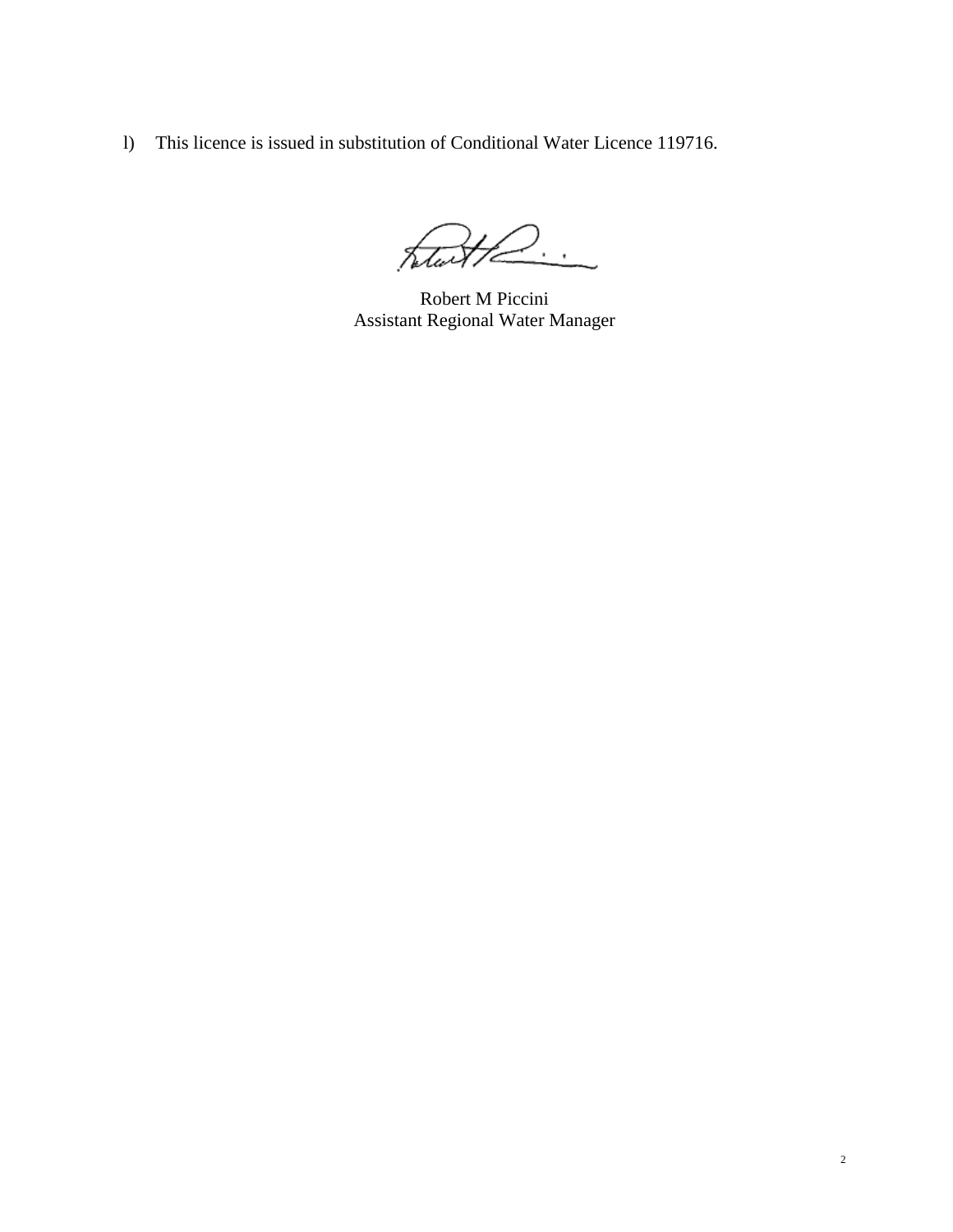l) This licence is issued in substitution of Conditional Water Licence 119716.

Robert M Piccini
Assistant Regional Water Manager